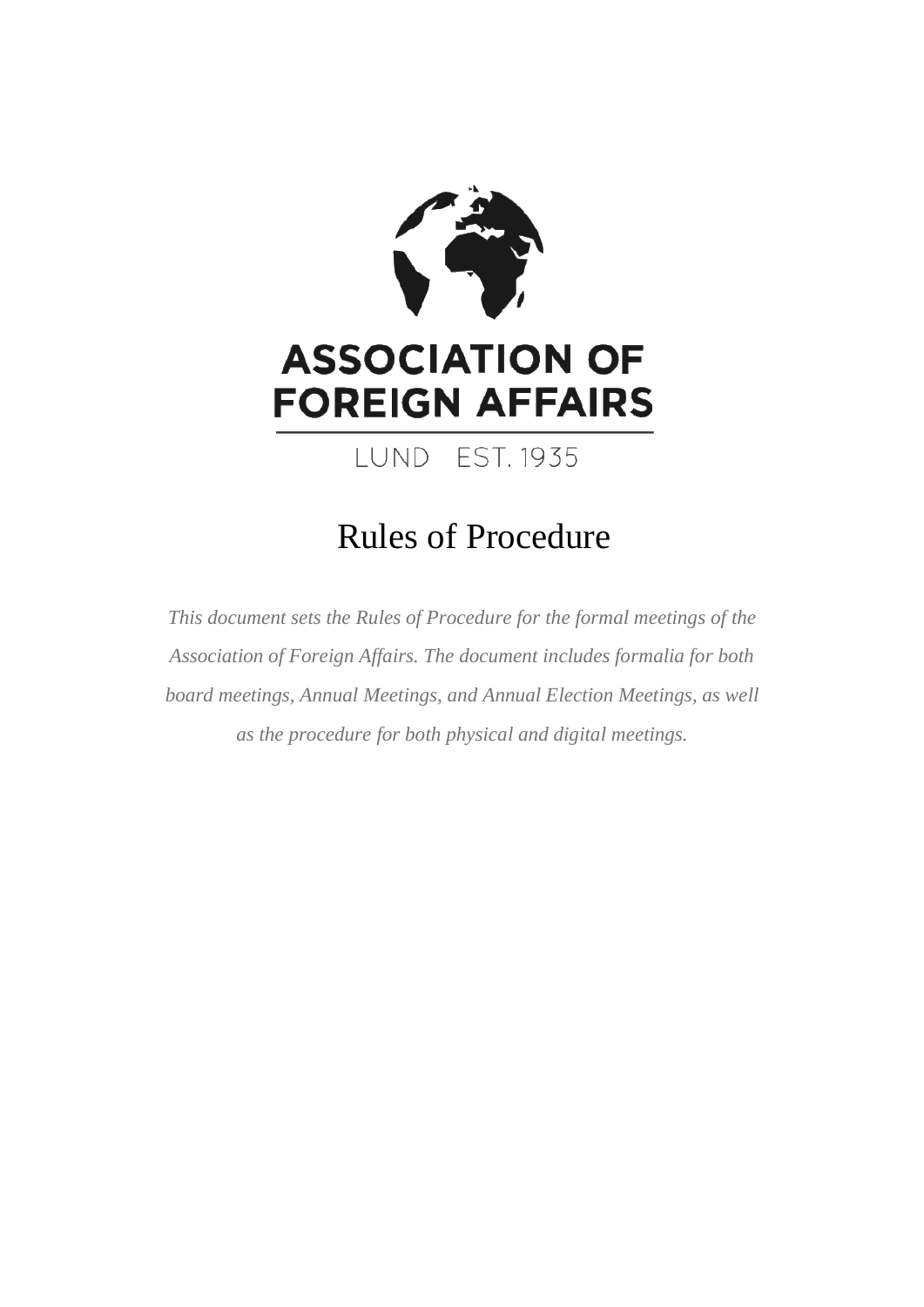ASSOCIATION OF FOREIGN AFFAIRS

LUND EST. 1935

# Rules of Procedure

*This document sets the Rules of Procedure for the formal meetings of the Association of Foreign Affairs. The document includes formalia for both board meetings, Annual Meetings, and Annual Election Meetings, as well as the procedure for both physical and digital meetings.*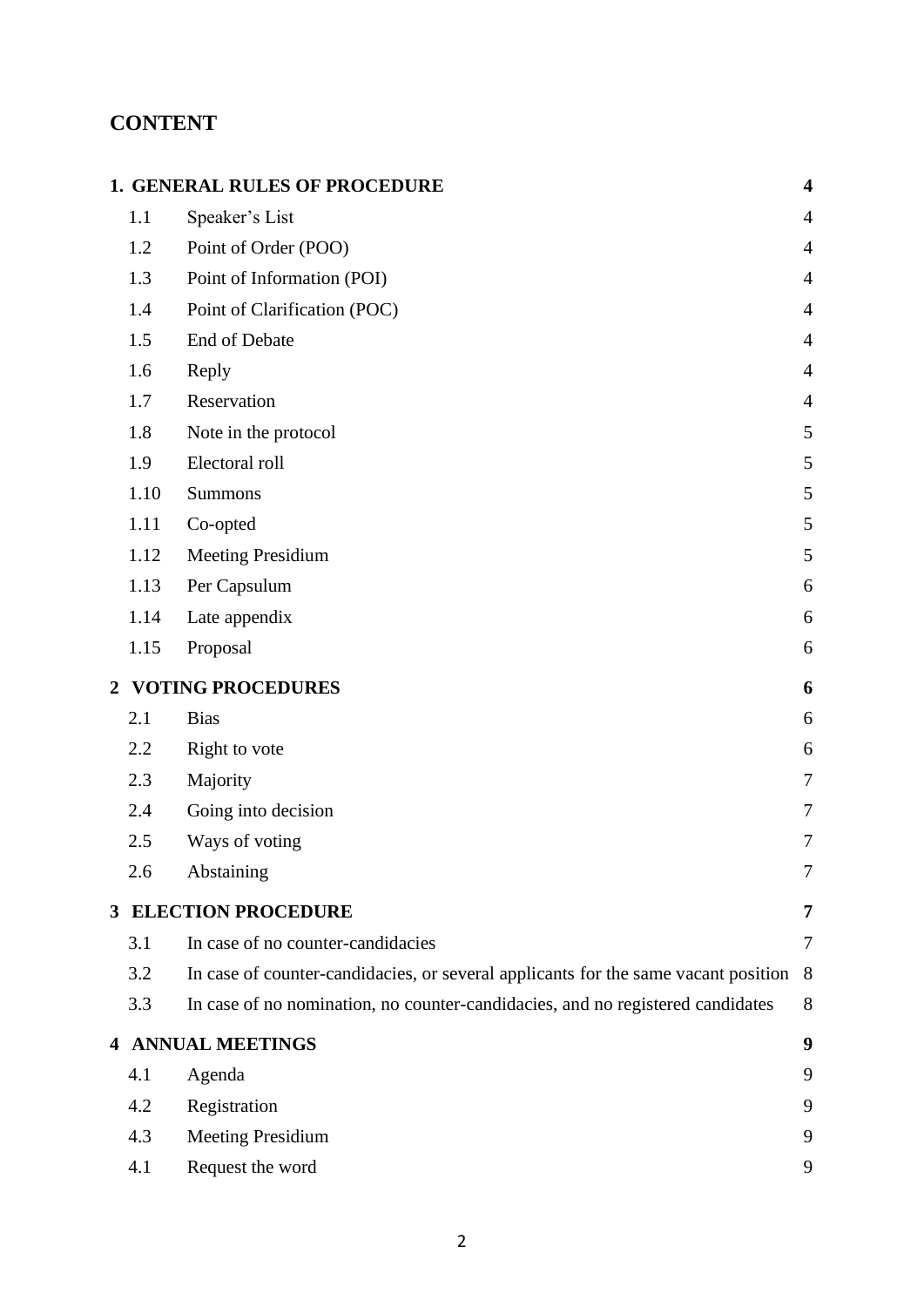## CONTENT

| | | |
|---|---|---|
| **1. GENERAL RULES OF PROCEDURE** | | **4** |
| 1.1 | Speaker's List | 4 |
| 1.2 | Point of Order (POO) | 4 |
| 1.3 | Point of Information (POI) | 4 |
| 1.4 | Point of Clarification (POC) | 4 |
| 1.5 | End of Debate | 4 |
| 1.6 | Reply | 4 |
| 1.7 | Reservation | 4 |
| 1.8 | Note in the protocol | 5 |
| 1.9 | Electoral roll | 5 |
| 1.10 | Summons | 5 |
| 1.11 | Co-opted | 5 |
| 1.12 | Meeting Presidium | 5 |
| 1.13 | Per Capsulum | 6 |
| 1.14 | Late appendix | 6 |
| 1.15 | Proposal | 6 |
| **2 VOTING PROCEDURES** | | **6** |
| 2.1 | Bias | 6 |
| 2.2 | Right to vote | 6 |
| 2.3 | Majority | 7 |
| 2.4 | Going into decision | 7 |
| 2.5 | Ways of voting | 7 |
| 2.6 | Abstaining | 7 |
| **3 ELECTION PROCEDURE** | | **7** |
| 3.1 | In case of no counter-candidacies | 7 |
| 3.2 | In case of counter-candidacies, or several applicants for the same vacant position | 8 |
| 3.3 | In case of no nomination, no counter-candidacies, and no registered candidates | 8 |
| **4 ANNUAL MEETINGS** | | **9** |
| 4.1 | Agenda | 9 |
| 4.2 | Registration | 9 |
| 4.3 | Meeting Presidium | 9 |
| 4.1 | Request the word | 9 |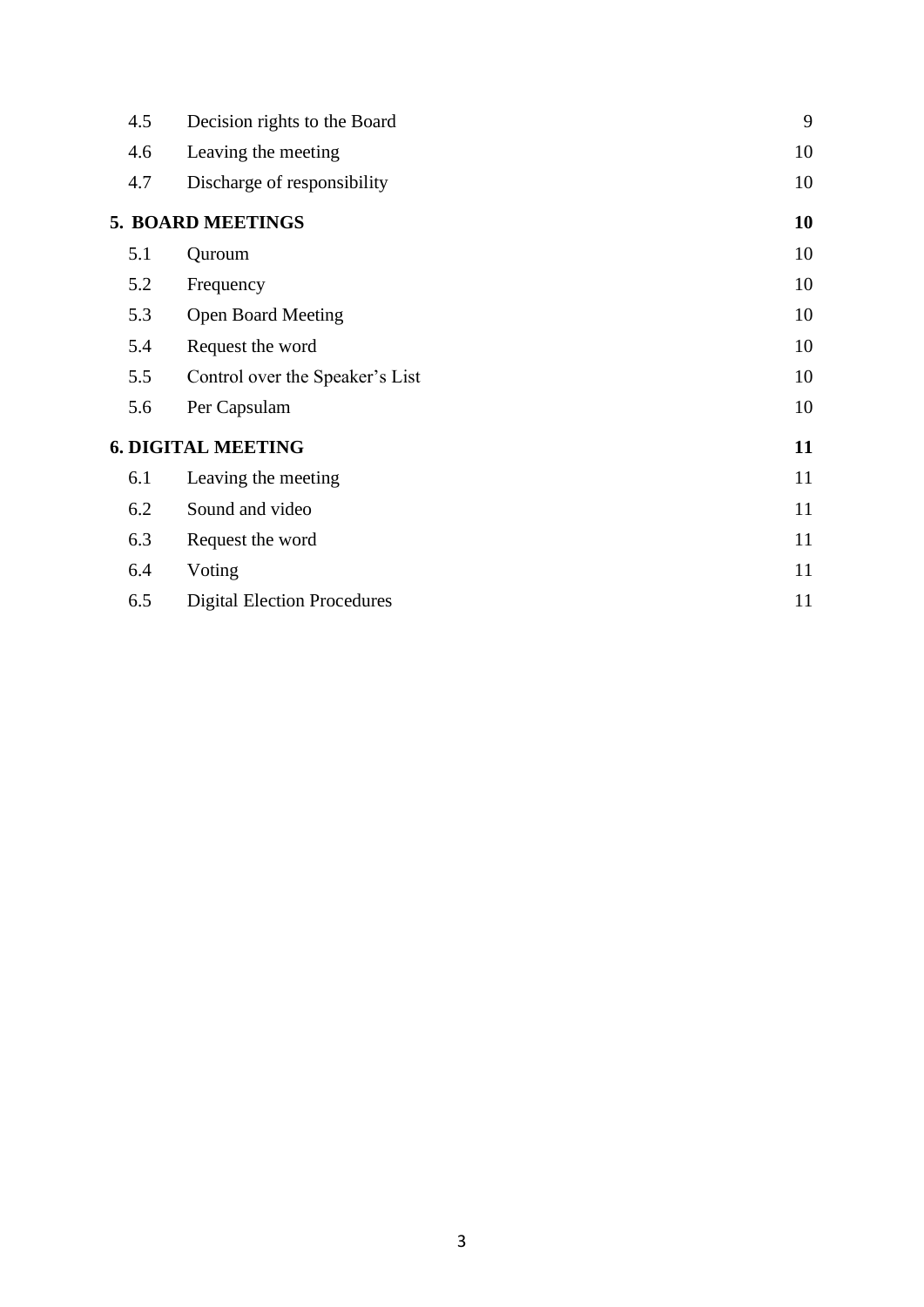| | | |
|---|---|---|
| 4.5 | Decision rights to the Board | 9 |
| 4.6 | Leaving the meeting | 10 |
| 4.7 | Discharge of responsibility | 10 |
| **5.** | **BOARD MEETINGS** | **10** |
| 5.1 | Quroum | 10 |
| 5.2 | Frequency | 10 |
| 5.3 | Open Board Meeting | 10 |
| 5.4 | Request the word | 10 |
| 5.5 | Control over the Speaker's List | 10 |
| 5.6 | Per Capsulam | 10 |
| **6.** | **DIGITAL MEETING** | **11** |
| 6.1 | Leaving the meeting | 11 |
| 6.2 | Sound and video | 11 |
| 6.3 | Request the word | 11 |
| 6.4 | Voting | 11 |
| 6.5 | Digital Election Procedures | 11 |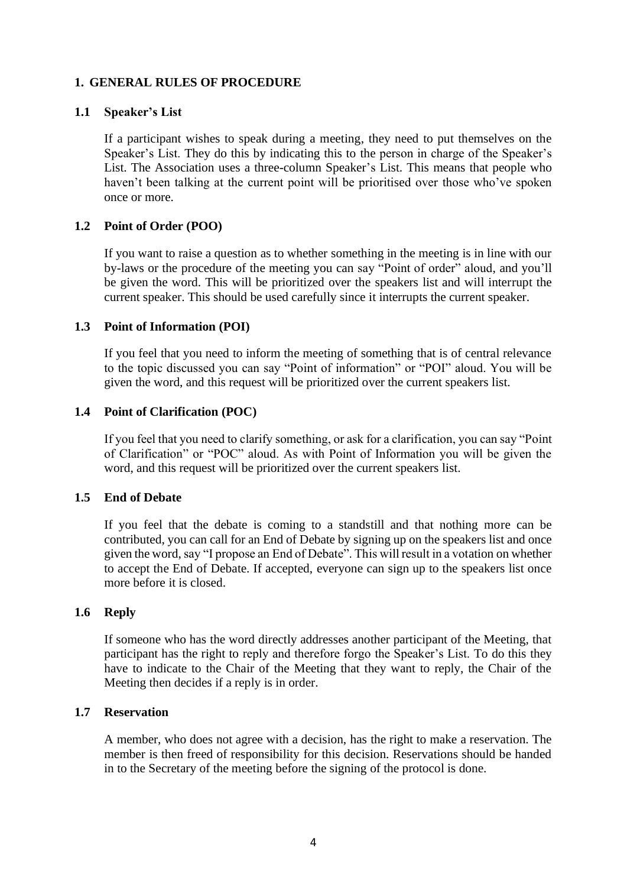# 1. GENERAL RULES OF PROCEDURE

## 1.1 Speaker's List

If a participant wishes to speak during a meeting, they need to put themselves on the Speaker's List. They do this by indicating this to the person in charge of the Speaker's List. The Association uses a three-column Speaker's List. This means that people who haven't been talking at the current point will be prioritised over those who've spoken once or more.

## 1.2 Point of Order (POO)

If you want to raise a question as to whether something in the meeting is in line with our by-laws or the procedure of the meeting you can say "Point of order" aloud, and you'll be given the word. This will be prioritized over the speakers list and will interrupt the current speaker. This should be used carefully since it interrupts the current speaker.

## 1.3 Point of Information (POI)

If you feel that you need to inform the meeting of something that is of central relevance to the topic discussed you can say "Point of information" or "POI" aloud. You will be given the word, and this request will be prioritized over the current speakers list.

## 1.4 Point of Clarification (POC)

If you feel that you need to clarify something, or ask for a clarification, you can say "Point of Clarification" or "POC" aloud. As with Point of Information you will be given the word, and this request will be prioritized over the current speakers list.

## 1.5 End of Debate

If you feel that the debate is coming to a standstill and that nothing more can be contributed, you can call for an End of Debate by signing up on the speakers list and once given the word, say "I propose an End of Debate". This will result in a votation on whether to accept the End of Debate. If accepted, everyone can sign up to the speakers list once more before it is closed.

## 1.6 Reply

If someone who has the word directly addresses another participant of the Meeting, that participant has the right to reply and therefore forgo the Speaker's List. To do this they have to indicate to the Chair of the Meeting that they want to reply, the Chair of the Meeting then decides if a reply is in order.

## 1.7 Reservation

A member, who does not agree with a decision, has the right to make a reservation. The member is then freed of responsibility for this decision. Reservations should be handed in to the Secretary of the meeting before the signing of the protocol is done.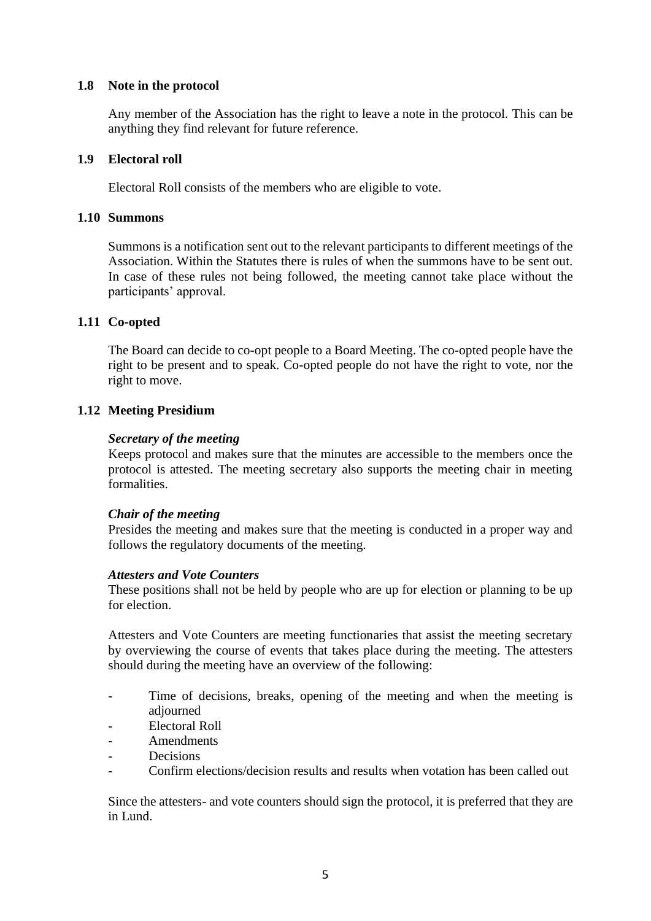### 1.8 Note in the protocol

Any member of the Association has the right to leave a note in the protocol. This can be anything they find relevant for future reference.

### 1.9 Electoral roll

Electoral Roll consists of the members who are eligible to vote.

### 1.10 Summons

Summons is a notification sent out to the relevant participants to different meetings of the Association. Within the Statutes there is rules of when the summons have to be sent out. In case of these rules not being followed, the meeting cannot take place without the participants' approval.

### 1.11 Co-opted

The Board can decide to co-opt people to a Board Meeting. The co-opted people have the right to be present and to speak. Co-opted people do not have the right to vote, nor the right to move.

### 1.12 Meeting Presidium

***Secretary of the meeting***
Keeps protocol and makes sure that the minutes are accessible to the members once the protocol is attested. The meeting secretary also supports the meeting chair in meeting formalities.

***Chair of the meeting***
Presides the meeting and makes sure that the meeting is conducted in a proper way and follows the regulatory documents of the meeting.

***Attesters and Vote Counters***
These positions shall not be held by people who are up for election or planning to be up for election.

Attesters and Vote Counters are meeting functionaries that assist the meeting secretary by overviewing the course of events that takes place during the meeting. The attesters should during the meeting have an overview of the following:

- Time of decisions, breaks, opening of the meeting and when the meeting is adjourned
- Electoral Roll
- Amendments
- Decisions
- Confirm elections/decision results and results when votation has been called out

Since the attesters- and vote counters should sign the protocol, it is preferred that they are in Lund.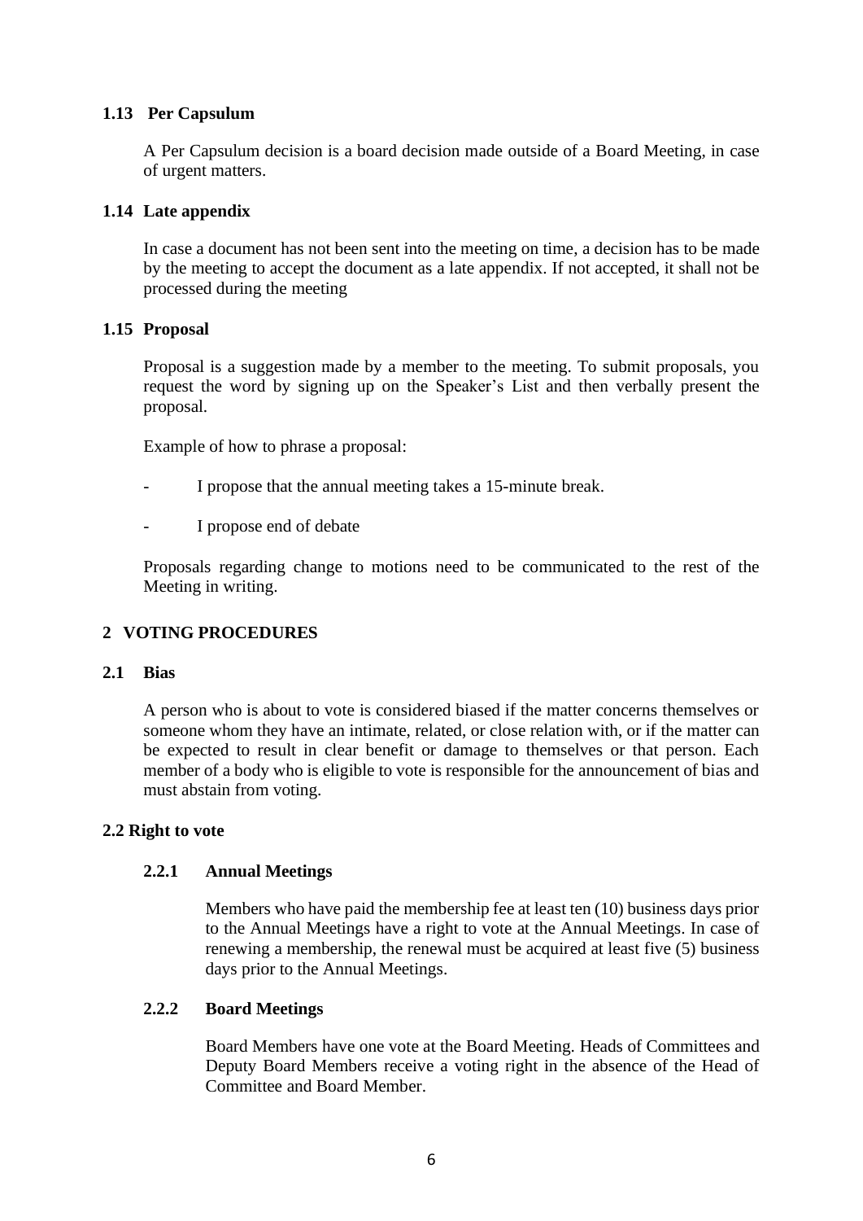### 1.13 Per Capsulum

A Per Capsulum decision is a board decision made outside of a Board Meeting, in case of urgent matters.

### 1.14 Late appendix

In case a document has not been sent into the meeting on time, a decision has to be made by the meeting to accept the document as a late appendix. If not accepted, it shall not be processed during the meeting

### 1.15 Proposal

Proposal is a suggestion made by a member to the meeting. To submit proposals, you request the word by signing up on the Speaker's List and then verbally present the proposal.

Example of how to phrase a proposal:

- I propose that the annual meeting takes a 15-minute break.
- I propose end of debate

Proposals regarding change to motions need to be communicated to the rest of the Meeting in writing.

## 2 VOTING PROCEDURES

### 2.1 Bias

A person who is about to vote is considered biased if the matter concerns themselves or someone whom they have an intimate, related, or close relation with, or if the matter can be expected to result in clear benefit or damage to themselves or that person. Each member of a body who is eligible to vote is responsible for the announcement of bias and must abstain from voting.

### 2.2 Right to vote

#### 2.2.1 Annual Meetings

Members who have paid the membership fee at least ten (10) business days prior to the Annual Meetings have a right to vote at the Annual Meetings. In case of renewing a membership, the renewal must be acquired at least five (5) business days prior to the Annual Meetings.

#### 2.2.2 Board Meetings

Board Members have one vote at the Board Meeting. Heads of Committees and Deputy Board Members receive a voting right in the absence of the Head of Committee and Board Member.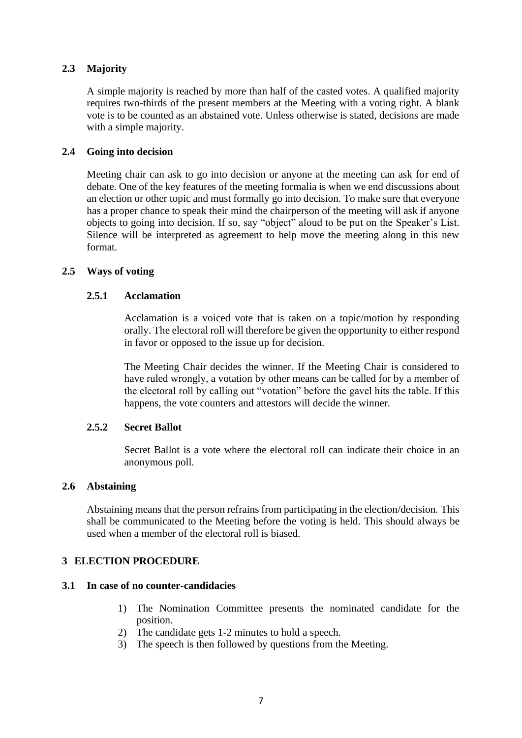### 2.3 Majority

A simple majority is reached by more than half of the casted votes. A qualified majority requires two-thirds of the present members at the Meeting with a voting right. A blank vote is to be counted as an abstained vote. Unless otherwise is stated, decisions are made with a simple majority.

### 2.4 Going into decision

Meeting chair can ask to go into decision or anyone at the meeting can ask for end of debate. One of the key features of the meeting formalia is when we end discussions about an election or other topic and must formally go into decision. To make sure that everyone has a proper chance to speak their mind the chairperson of the meeting will ask if anyone objects to going into decision. If so, say "object" aloud to be put on the Speaker's List. Silence will be interpreted as agreement to help move the meeting along in this new format.

### 2.5 Ways of voting

#### 2.5.1 Acclamation

Acclamation is a voiced vote that is taken on a topic/motion by responding orally. The electoral roll will therefore be given the opportunity to either respond in favor or opposed to the issue up for decision.

The Meeting Chair decides the winner. If the Meeting Chair is considered to have ruled wrongly, a votation by other means can be called for by a member of the electoral roll by calling out "votation" before the gavel hits the table. If this happens, the vote counters and attestors will decide the winner.

#### 2.5.2 Secret Ballot

Secret Ballot is a vote where the electoral roll can indicate their choice in an anonymous poll.

### 2.6 Abstaining

Abstaining means that the person refrains from participating in the election/decision. This shall be communicated to the Meeting before the voting is held. This should always be used when a member of the electoral roll is biased.

## 3 ELECTION PROCEDURE

### 3.1 In case of no counter-candidacies

1) The Nomination Committee presents the nominated candidate for the position.
2) The candidate gets 1-2 minutes to hold a speech.
3) The speech is then followed by questions from the Meeting.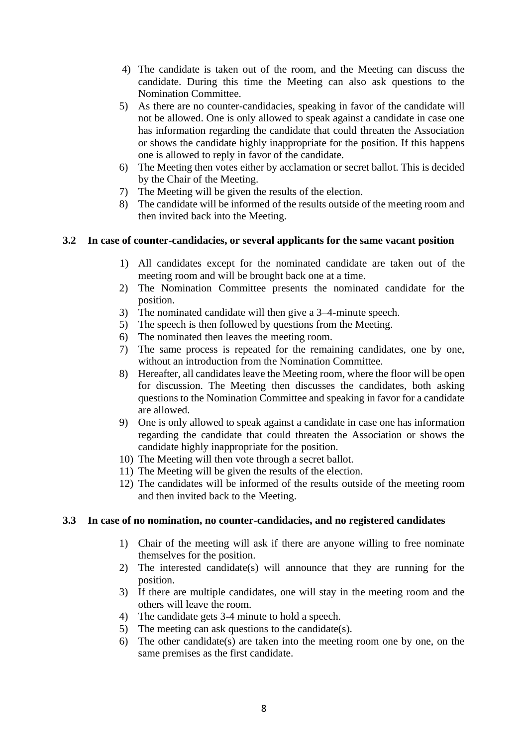4) The candidate is taken out of the room, and the Meeting can discuss the candidate. During this time the Meeting can also ask questions to the Nomination Committee.
5) As there are no counter-candidacies, speaking in favor of the candidate will not be allowed. One is only allowed to speak against a candidate in case one has information regarding the candidate that could threaten the Association or shows the candidate highly inappropriate for the position. If this happens one is allowed to reply in favor of the candidate.
6) The Meeting then votes either by acclamation or secret ballot. This is decided by the Chair of the Meeting.
7) The Meeting will be given the results of the election.
8) The candidate will be informed of the results outside of the meeting room and then invited back into the Meeting.

### 3.2 In case of counter-candidacies, or several applicants for the same vacant position

1) All candidates except for the nominated candidate are taken out of the meeting room and will be brought back one at a time.
2) The Nomination Committee presents the nominated candidate for the position.
3) The nominated candidate will then give a 3–4-minute speech.
5) The speech is then followed by questions from the Meeting.
6) The nominated then leaves the meeting room.
7) The same process is repeated for the remaining candidates, one by one, without an introduction from the Nomination Committee.
8) Hereafter, all candidates leave the Meeting room, where the floor will be open for discussion. The Meeting then discusses the candidates, both asking questions to the Nomination Committee and speaking in favor for a candidate are allowed.
9) One is only allowed to speak against a candidate in case one has information regarding the candidate that could threaten the Association or shows the candidate highly inappropriate for the position.
10) The Meeting will then vote through a secret ballot.
11) The Meeting will be given the results of the election.
12) The candidates will be informed of the results outside of the meeting room and then invited back to the Meeting.

### 3.3 In case of no nomination, no counter-candidacies, and no registered candidates

1) Chair of the meeting will ask if there are anyone willing to free nominate themselves for the position.
2) The interested candidate(s) will announce that they are running for the position.
3) If there are multiple candidates, one will stay in the meeting room and the others will leave the room.
4) The candidate gets 3-4 minute to hold a speech.
5) The meeting can ask questions to the candidate(s).
6) The other candidate(s) are taken into the meeting room one by one, on the same premises as the first candidate.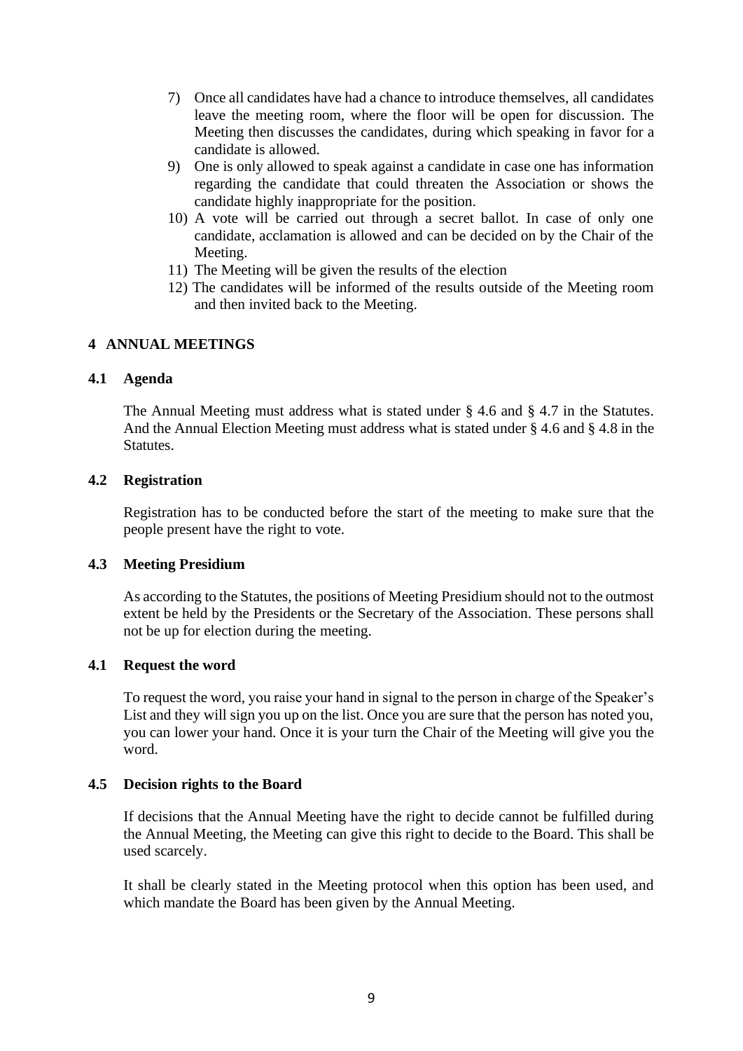7) Once all candidates have had a chance to introduce themselves, all candidates leave the meeting room, where the floor will be open for discussion. The Meeting then discusses the candidates, during which speaking in favor for a candidate is allowed.
9) One is only allowed to speak against a candidate in case one has information regarding the candidate that could threaten the Association or shows the candidate highly inappropriate for the position.
10) A vote will be carried out through a secret ballot. In case of only one candidate, acclamation is allowed and can be decided on by the Chair of the Meeting.
11) The Meeting will be given the results of the election
12) The candidates will be informed of the results outside of the Meeting room and then invited back to the Meeting.

## 4 ANNUAL MEETINGS

### 4.1 Agenda

The Annual Meeting must address what is stated under § 4.6 and § 4.7 in the Statutes. And the Annual Election Meeting must address what is stated under § 4.6 and § 4.8 in the Statutes.

### 4.2 Registration

Registration has to be conducted before the start of the meeting to make sure that the people present have the right to vote.

### 4.3 Meeting Presidium

As according to the Statutes, the positions of Meeting Presidium should not to the outmost extent be held by the Presidents or the Secretary of the Association. These persons shall not be up for election during the meeting.

### 4.1 Request the word

To request the word, you raise your hand in signal to the person in charge of the Speaker's List and they will sign you up on the list. Once you are sure that the person has noted you, you can lower your hand. Once it is your turn the Chair of the Meeting will give you the word.

### 4.5 Decision rights to the Board

If decisions that the Annual Meeting have the right to decide cannot be fulfilled during the Annual Meeting, the Meeting can give this right to decide to the Board. This shall be used scarcely.

It shall be clearly stated in the Meeting protocol when this option has been used, and which mandate the Board has been given by the Annual Meeting.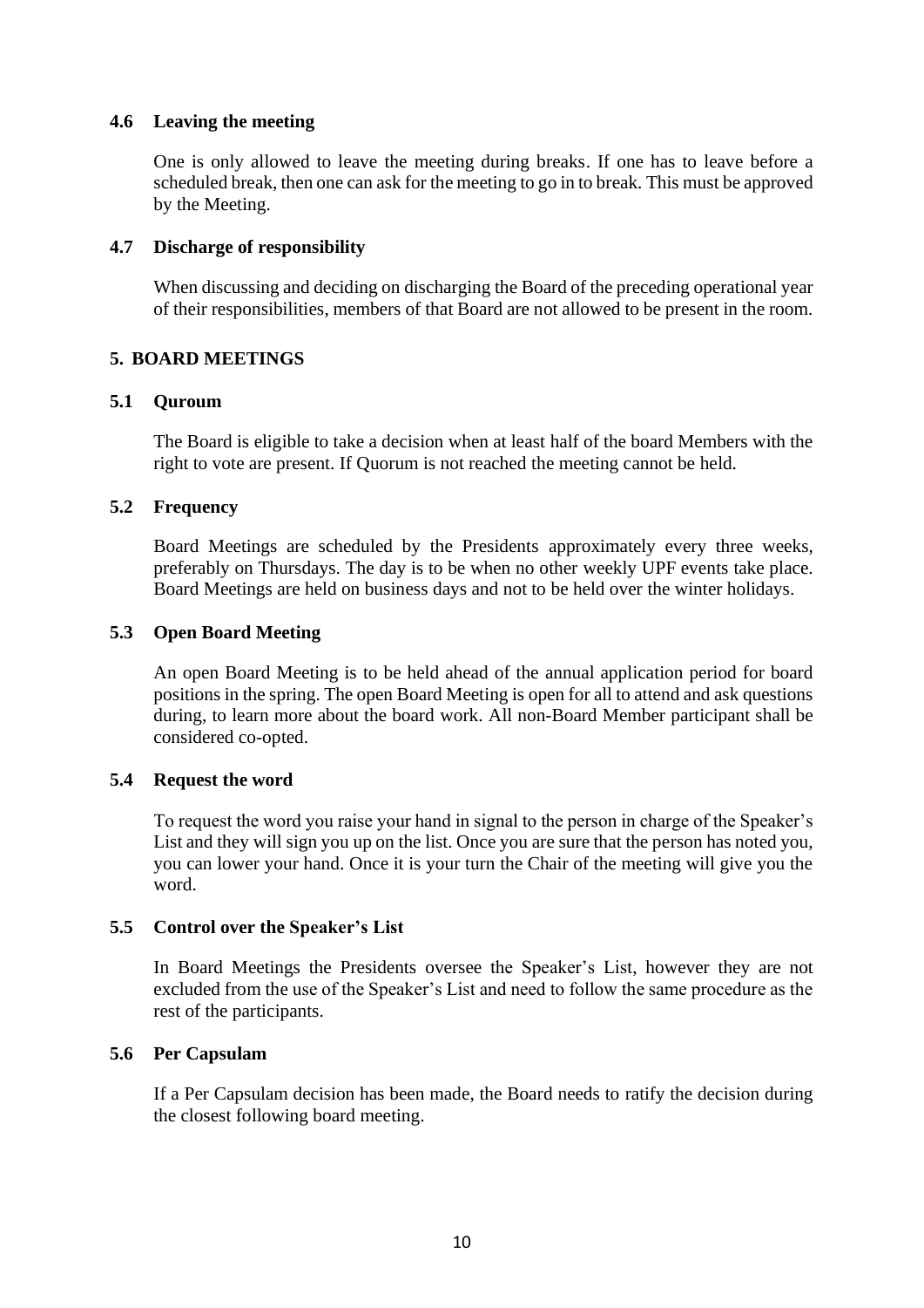### 4.6 Leaving the meeting

One is only allowed to leave the meeting during breaks. If one has to leave before a scheduled break, then one can ask for the meeting to go in to break. This must be approved by the Meeting.

### 4.7 Discharge of responsibility

When discussing and deciding on discharging the Board of the preceding operational year of their responsibilities, members of that Board are not allowed to be present in the room.

## 5. BOARD MEETINGS

### 5.1 Quroum

The Board is eligible to take a decision when at least half of the board Members with the right to vote are present. If Quorum is not reached the meeting cannot be held.

### 5.2 Frequency

Board Meetings are scheduled by the Presidents approximately every three weeks, preferably on Thursdays. The day is to be when no other weekly UPF events take place. Board Meetings are held on business days and not to be held over the winter holidays.

### 5.3 Open Board Meeting

An open Board Meeting is to be held ahead of the annual application period for board positions in the spring. The open Board Meeting is open for all to attend and ask questions during, to learn more about the board work. All non-Board Member participant shall be considered co-opted.

### 5.4 Request the word

To request the word you raise your hand in signal to the person in charge of the Speaker's List and they will sign you up on the list. Once you are sure that the person has noted you, you can lower your hand. Once it is your turn the Chair of the meeting will give you the word.

### 5.5 Control over the Speaker's List

In Board Meetings the Presidents oversee the Speaker's List, however they are not excluded from the use of the Speaker's List and need to follow the same procedure as the rest of the participants.

### 5.6 Per Capsulam

If a Per Capsulam decision has been made, the Board needs to ratify the decision during the closest following board meeting.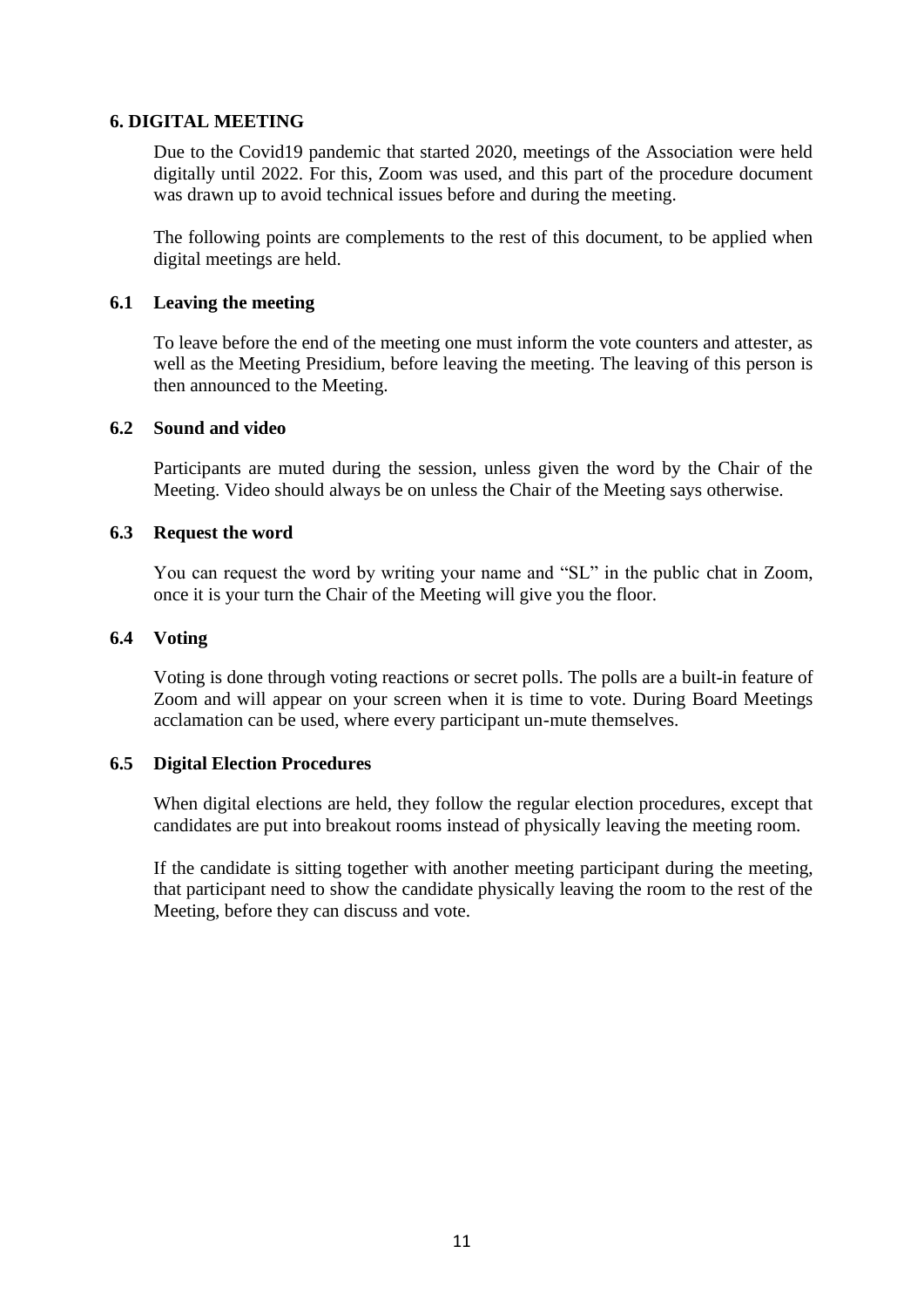## 6. DIGITAL MEETING

Due to the Covid19 pandemic that started 2020, meetings of the Association were held digitally until 2022. For this, Zoom was used, and this part of the procedure document was drawn up to avoid technical issues before and during the meeting.

The following points are complements to the rest of this document, to be applied when digital meetings are held.

### 6.1 Leaving the meeting

To leave before the end of the meeting one must inform the vote counters and attester, as well as the Meeting Presidium, before leaving the meeting. The leaving of this person is then announced to the Meeting.

### 6.2 Sound and video

Participants are muted during the session, unless given the word by the Chair of the Meeting. Video should always be on unless the Chair of the Meeting says otherwise.

### 6.3 Request the word

You can request the word by writing your name and "SL" in the public chat in Zoom, once it is your turn the Chair of the Meeting will give you the floor.

### 6.4 Voting

Voting is done through voting reactions or secret polls. The polls are a built-in feature of Zoom and will appear on your screen when it is time to vote. During Board Meetings acclamation can be used, where every participant un-mute themselves.

### 6.5 Digital Election Procedures

When digital elections are held, they follow the regular election procedures, except that candidates are put into breakout rooms instead of physically leaving the meeting room.

If the candidate is sitting together with another meeting participant during the meeting, that participant need to show the candidate physically leaving the room to the rest of the Meeting, before they can discuss and vote.